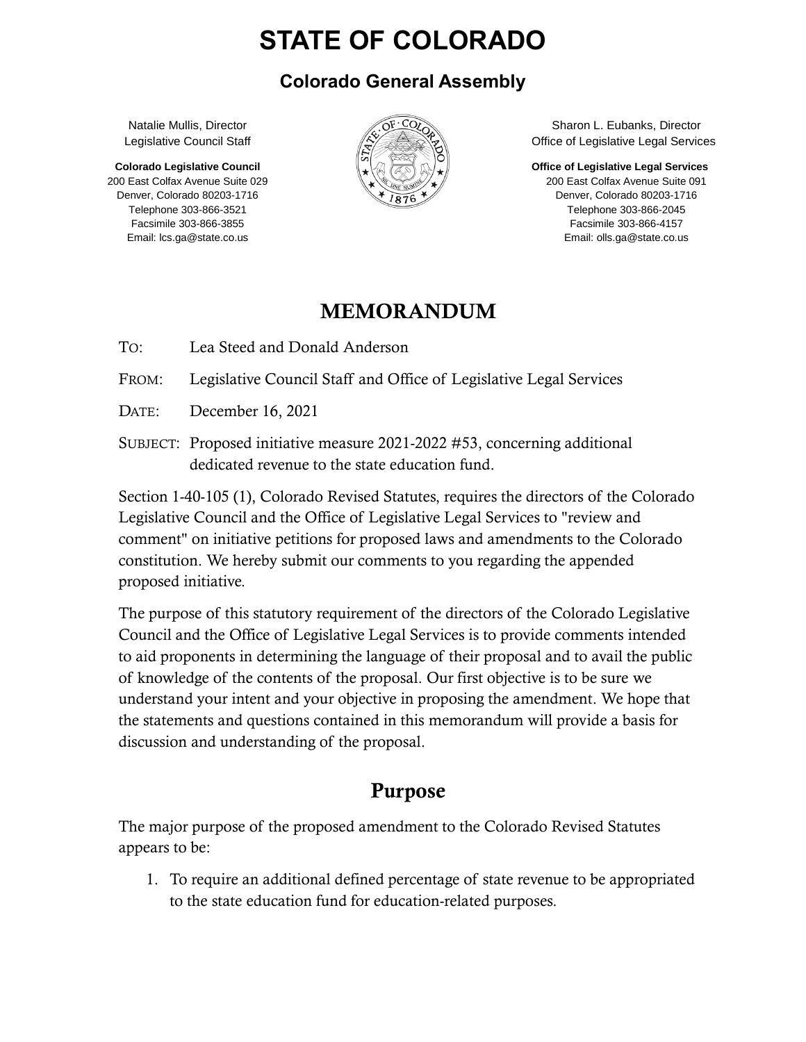# STATE OF COLORADO

## Colorado General Assembly

Natalie Mullis, Director
Legislative Council Staff

**Colorado Legislative Council**
200 East Colfax Avenue Suite 029
Denver, Colorado 80203-1716
Telephone 303-866-3521
Facsimile 303-866-3855
Email: lcs.ga@state.co.us

Sharon L. Eubanks, Director
Office of Legislative Legal Services

**Office of Legislative Legal Services**
200 East Colfax Avenue Suite 091
Denver, Colorado 80203-1716
Telephone 303-866-2045
Facsimile 303-866-4157
Email: olls.ga@state.co.us

## MEMORANDUM

TO: Lea Steed and Donald Anderson

FROM: Legislative Council Staff and Office of Legislative Legal Services

DATE: December 16, 2021

SUBJECT: Proposed initiative measure 2021-2022 #53, concerning additional dedicated revenue to the state education fund.

Section 1-40-105 (1), Colorado Revised Statutes, requires the directors of the Colorado Legislative Council and the Office of Legislative Legal Services to "review and comment" on initiative petitions for proposed laws and amendments to the Colorado constitution. We hereby submit our comments to you regarding the appended proposed initiative.

The purpose of this statutory requirement of the directors of the Colorado Legislative Council and the Office of Legislative Legal Services is to provide comments intended to aid proponents in determining the language of their proposal and to avail the public of knowledge of the contents of the proposal. Our first objective is to be sure we understand your intent and your objective in proposing the amendment. We hope that the statements and questions contained in this memorandum will provide a basis for discussion and understanding of the proposal.

## Purpose

The major purpose of the proposed amendment to the Colorado Revised Statutes appears to be:

1. To require an additional defined percentage of state revenue to be appropriated to the state education fund for education-related purposes.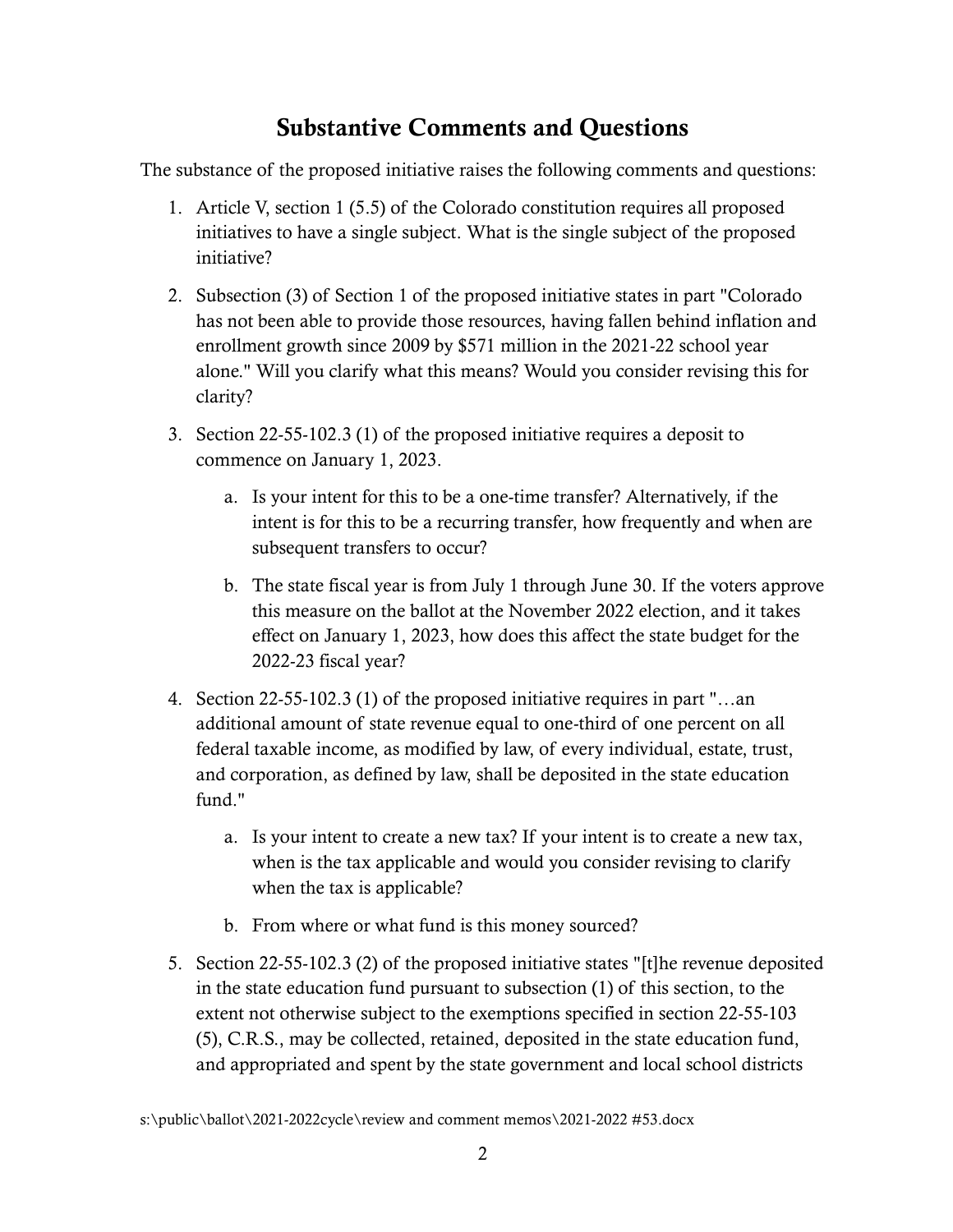## Substantive Comments and Questions

The substance of the proposed initiative raises the following comments and questions:

1. Article V, section 1 (5.5) of the Colorado constitution requires all proposed initiatives to have a single subject. What is the single subject of the proposed initiative?

2. Subsection (3) of Section 1 of the proposed initiative states in part "Colorado has not been able to provide those resources, having fallen behind inflation and enrollment growth since 2009 by $571 million in the 2021-22 school year alone." Will you clarify what this means? Would you consider revising this for clarity?

3. Section 22-55-102.3 (1) of the proposed initiative requires a deposit to commence on January 1, 2023.

    a. Is your intent for this to be a one-time transfer? Alternatively, if the intent is for this to be a recurring transfer, how frequently and when are subsequent transfers to occur?

    b. The state fiscal year is from July 1 through June 30. If the voters approve this measure on the ballot at the November 2022 election, and it takes effect on January 1, 2023, how does this affect the state budget for the 2022-23 fiscal year?

4. Section 22-55-102.3 (1) of the proposed initiative requires in part "…an additional amount of state revenue equal to one-third of one percent on all federal taxable income, as modified by law, of every individual, estate, trust, and corporation, as defined by law, shall be deposited in the state education fund."

    a. Is your intent to create a new tax? If your intent is to create a new tax, when is the tax applicable and would you consider revising to clarify when the tax is applicable?

    b. From where or what fund is this money sourced?

5. Section 22-55-102.3 (2) of the proposed initiative states "[t]he revenue deposited in the state education fund pursuant to subsection (1) of this section, to the extent not otherwise subject to the exemptions specified in section 22-55-103 (5), C.R.S., may be collected, retained, deposited in the state education fund, and appropriated and spent by the state government and local school districts

s:\public\ballot\2021-2022cycle\review and comment memos\2021-2022 #53.docx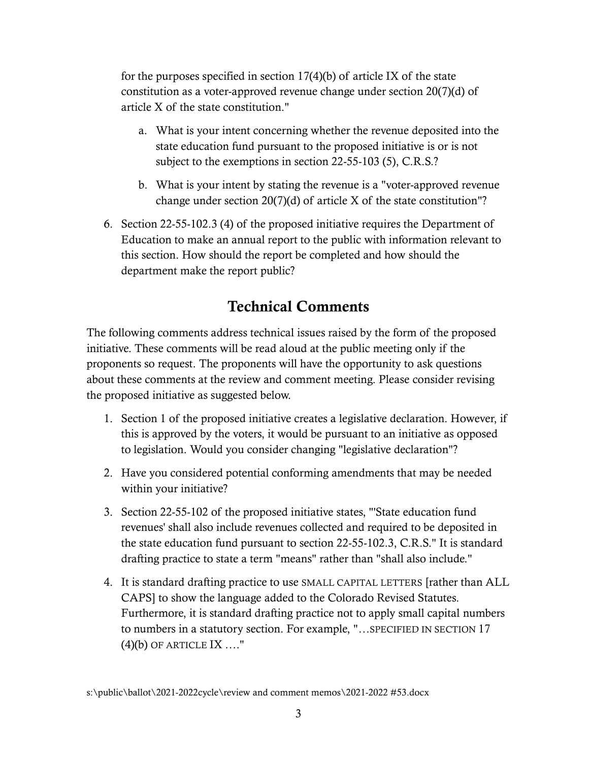for the purposes specified in section 17(4)(b) of article IX of the state constitution as a voter-approved revenue change under section 20(7)(d) of article X of the state constitution."

   a. What is your intent concerning whether the revenue deposited into the state education fund pursuant to the proposed initiative is or is not subject to the exemptions in section 22-55-103 (5), C.R.S.?

   b. What is your intent by stating the revenue is a "voter-approved revenue change under section 20(7)(d) of article X of the state constitution"?

6. Section 22-55-102.3 (4) of the proposed initiative requires the Department of Education to make an annual report to the public with information relevant to this section. How should the report be completed and how should the department make the report public?

## Technical Comments

The following comments address technical issues raised by the form of the proposed initiative. These comments will be read aloud at the public meeting only if the proponents so request. The proponents will have the opportunity to ask questions about these comments at the review and comment meeting. Please consider revising the proposed initiative as suggested below.

1. Section 1 of the proposed initiative creates a legislative declaration. However, if this is approved by the voters, it would be pursuant to an initiative as opposed to legislation. Would you consider changing "legislative declaration"?

2. Have you considered potential conforming amendments that may be needed within your initiative?

3. Section 22-55-102 of the proposed initiative states, "'State education fund revenues' shall also include revenues collected and required to be deposited in the state education fund pursuant to section 22-55-102.3, C.R.S." It is standard drafting practice to state a term "means" rather than "shall also include."

4. It is standard drafting practice to use SMALL CAPITAL LETTERS [rather than ALL CAPS] to show the language added to the Colorado Revised Statutes. Furthermore, it is standard drafting practice not to apply small capital numbers to numbers in a statutory section. For example, "…SPECIFIED IN SECTION 17 (4)(b) OF ARTICLE IX …."

s:\public\ballot\2021-2022cycle\review and comment memos\2021-2022 #53.docx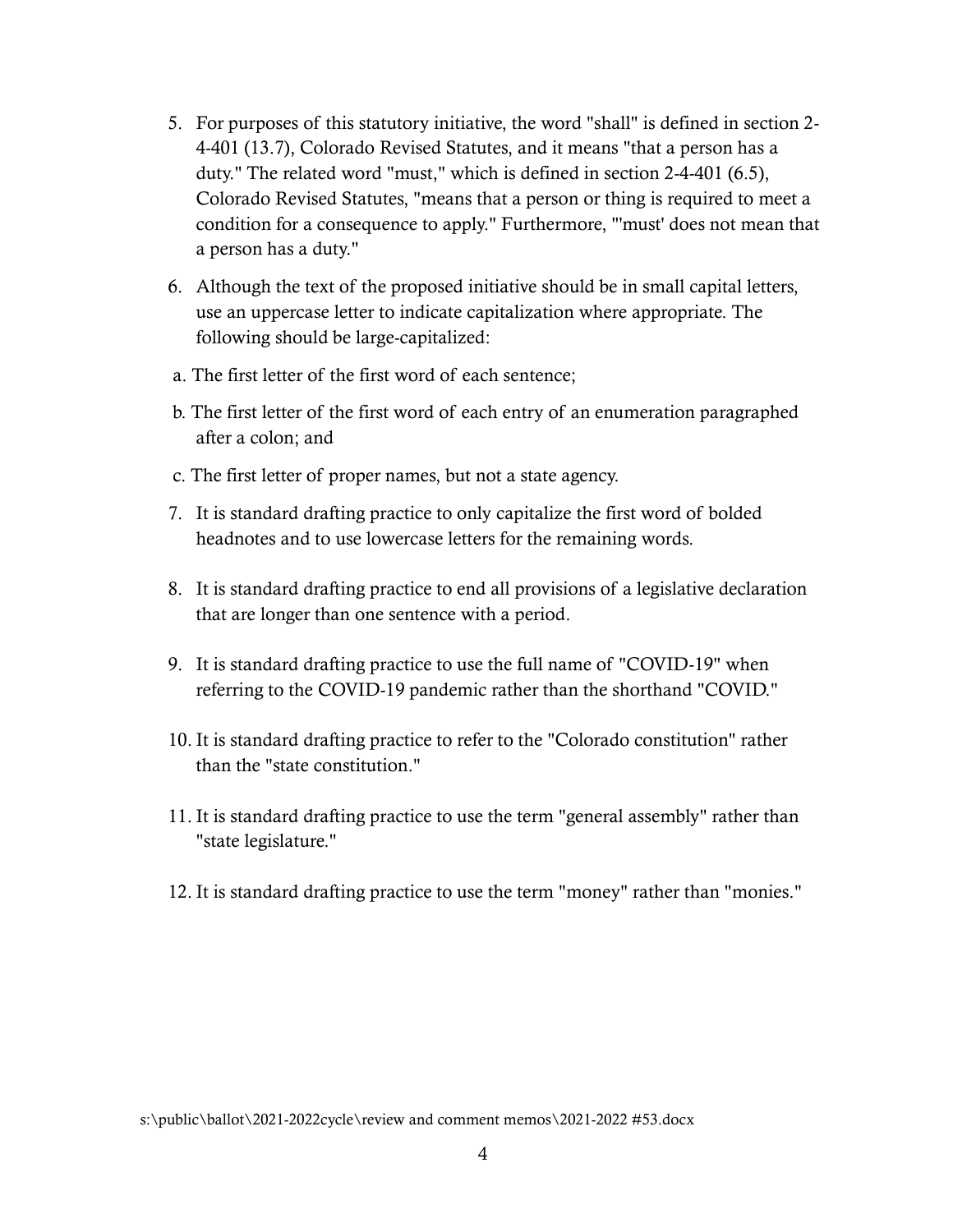5. For purposes of this statutory initiative, the word "shall" is defined in section 2-4-401 (13.7), Colorado Revised Statutes, and it means "that a person has a duty." The related word "must," which is defined in section 2-4-401 (6.5), Colorado Revised Statutes, "means that a person or thing is required to meet a condition for a consequence to apply." Furthermore, "'must' does not mean that a person has a duty."

6. Although the text of the proposed initiative should be in small capital letters, use an uppercase letter to indicate capitalization where appropriate. The following should be large-capitalized:

   a. The first letter of the first word of each sentence;

   b. The first letter of the first word of each entry of an enumeration paragraphed after a colon; and

   c. The first letter of proper names, but not a state agency.

7. It is standard drafting practice to only capitalize the first word of bolded headnotes and to use lowercase letters for the remaining words.

8. It is standard drafting practice to end all provisions of a legislative declaration that are longer than one sentence with a period.

9. It is standard drafting practice to use the full name of "COVID-19" when referring to the COVID-19 pandemic rather than the shorthand "COVID."

10. It is standard drafting practice to refer to the "Colorado constitution" rather than the "state constitution."

11. It is standard drafting practice to use the term "general assembly" rather than "state legislature."

12. It is standard drafting practice to use the term "money" rather than "monies."

s:\public\ballot\2021-2022cycle\review and comment memos\2021-2022 #53.docx